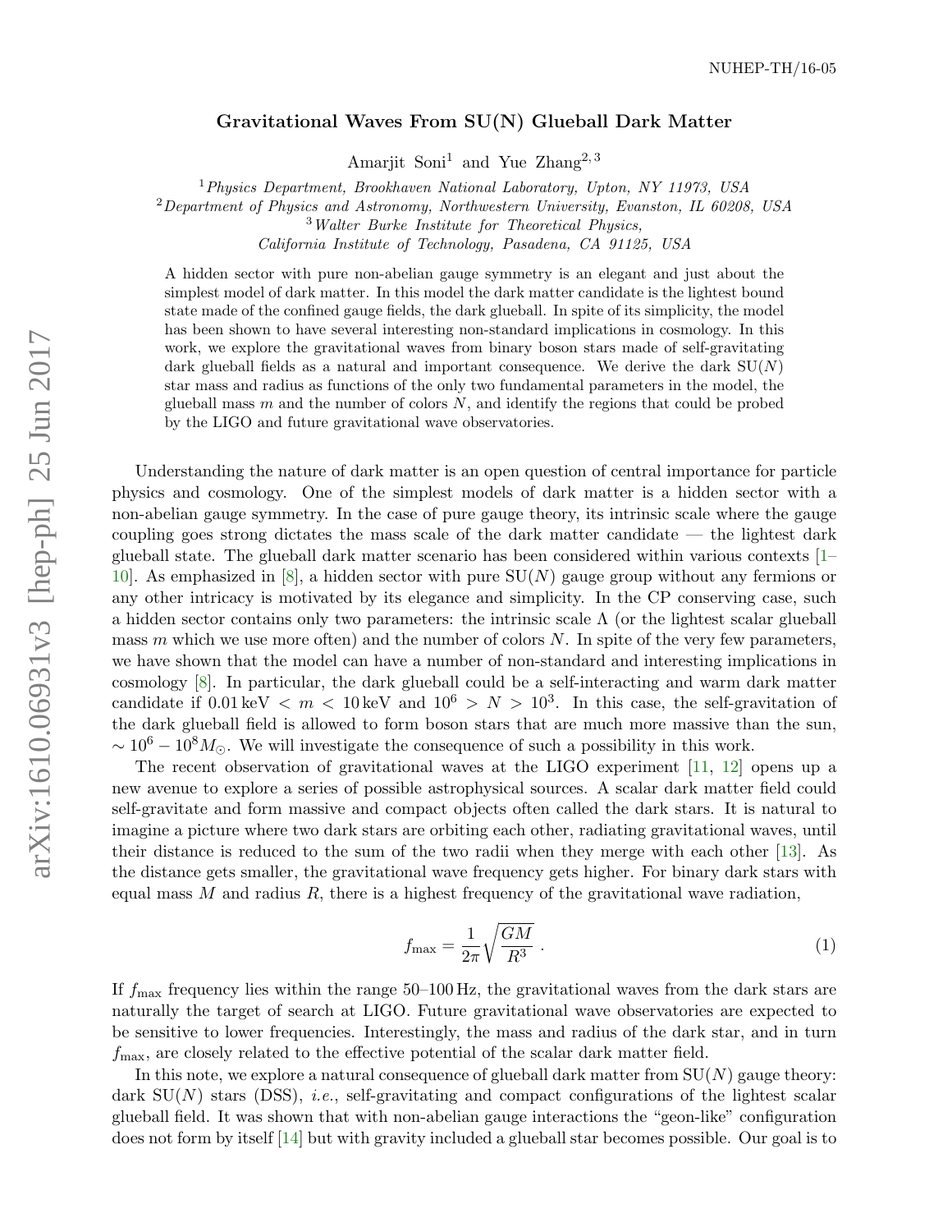NUHEP-TH/16-05

# Gravitational Waves From SU(N) Glueball Dark Matter

Amarjit Soni[1] and Yue Zhang[2,3]

[1] *Physics Department, Brookhaven National Laboratory, Upton, NY 11973, USA*
[2] *Department of Physics and Astronomy, Northwestern University, Evanston, IL 60208, USA*
[3] *Walter Burke Institute for Theoretical Physics, California Institute of Technology, Pasadena, CA 91125, USA*

A hidden sector with pure non-abelian gauge symmetry is an elegant and just about the simplest model of dark matter. In this model the dark matter candidate is the lightest bound state made of the confined gauge fields, the dark glueball. In spite of its simplicity, the model has been shown to have several interesting non-standard implications in cosmology. In this work, we explore the gravitational waves from binary boson stars made of self-gravitating dark glueball fields as a natural and important consequence. We derive the dark SU($N$) star mass and radius as functions of the only two fundamental parameters in the model, the glueball mass $m$ and the number of colors $N$, and identify the regions that could be probed by the LIGO and future gravitational wave observatories.

Understanding the nature of dark matter is an open question of central importance for particle physics and cosmology. One of the simplest models of dark matter is a hidden sector with a non-abelian gauge symmetry. In the case of pure gauge theory, its intrinsic scale where the gauge coupling goes strong dictates the mass scale of the dark matter candidate — the lightest dark glueball state. The glueball dark matter scenario has been considered within various contexts [1–10]. As emphasized in [8], a hidden sector with pure SU($N$) gauge group without any fermions or any other intricacy is motivated by its elegance and simplicity. In the CP conserving case, such a hidden sector contains only two parameters: the intrinsic scale $\Lambda$ (or the lightest scalar glueball mass $m$ which we use more often) and the number of colors $N$. In spite of the very few parameters, we have shown that the model can have a number of non-standard and interesting implications in cosmology [8]. In particular, the dark glueball could be a self-interacting and warm dark matter candidate if $0.01\,\text{keV} < m < 10\,\text{keV}$ and $10^6 > N > 10^3$. In this case, the self-gravitation of the dark glueball field is allowed to form boson stars that are much more massive than the sun, $\sim 10^6 - 10^8 M_\odot$. We will investigate the consequence of such a possibility in this work.

The recent observation of gravitational waves at the LIGO experiment [11, 12] opens up a new avenue to explore a series of possible astrophysical sources. A scalar dark matter field could self-gravitate and form massive and compact objects often called the dark stars. It is natural to imagine a picture where two dark stars are orbiting each other, radiating gravitational waves, until their distance is reduced to the sum of the two radii when they merge with each other [13]. As the distance gets smaller, the gravitational wave frequency gets higher. For binary dark stars with equal mass $M$ and radius $R$, there is a highest frequency of the gravitational wave radiation,

$$f_{\text{max}} = \frac{1}{2\pi}\sqrt{\frac{GM}{R^3}}\ . \tag{1}$$

If $f_{\text{max}}$ frequency lies within the range 50–100 Hz, the gravitational waves from the dark stars are naturally the target of search at LIGO. Future gravitational wave observatories are expected to be sensitive to lower frequencies. Interestingly, the mass and radius of the dark star, and in turn $f_{\text{max}}$, are closely related to the effective potential of the scalar dark matter field.

In this note, we explore a natural consequence of glueball dark matter from SU($N$) gauge theory: dark SU($N$) stars (DSS), *i.e.*, self-gravitating and compact configurations of the lightest scalar glueball field. It was shown that with non-abelian gauge interactions the "geon-like" configuration does not form by itself [14] but with gravity included a glueball star becomes possible. Our goal is to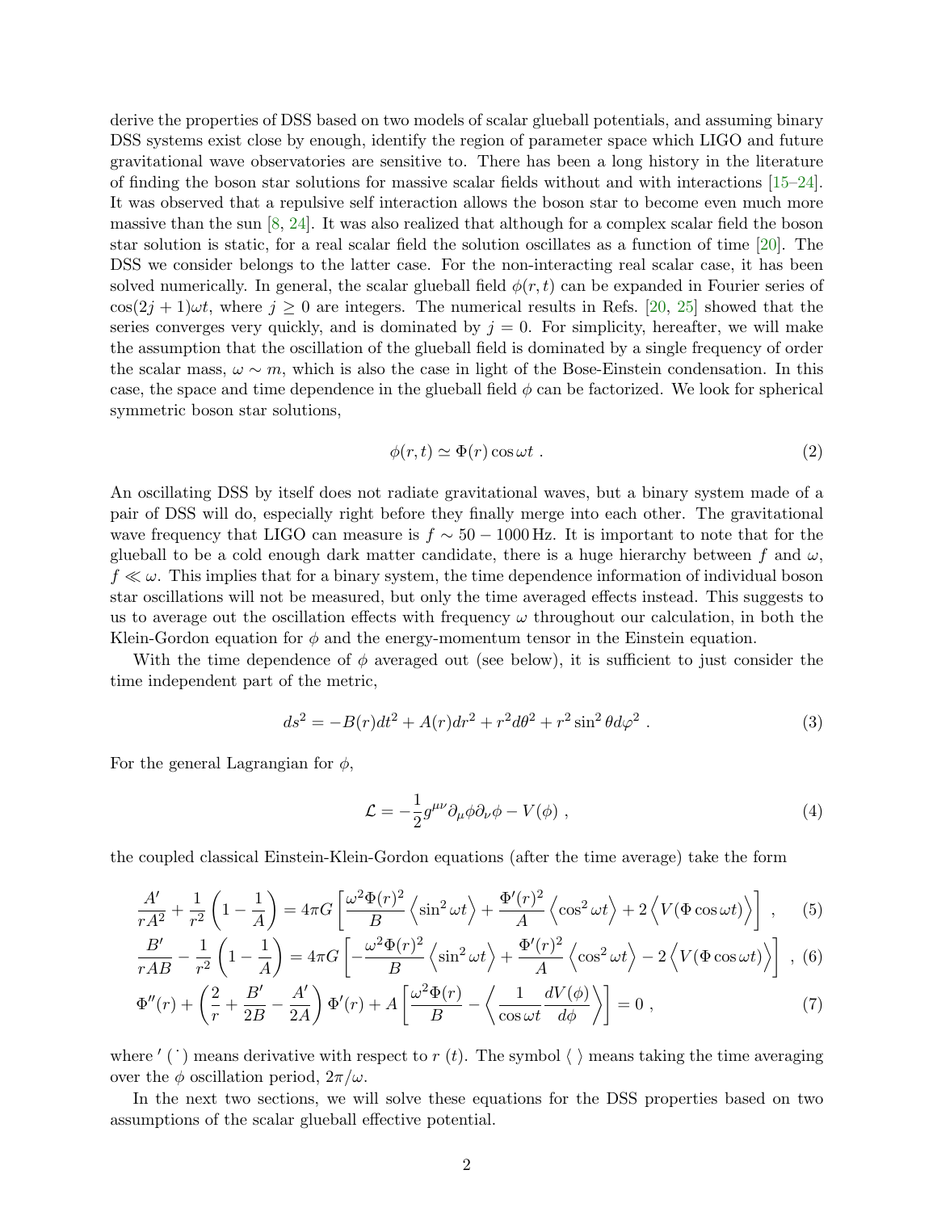derive the properties of DSS based on two models of scalar glueball potentials, and assuming binary DSS systems exist close by enough, identify the region of parameter space which LIGO and future gravitational wave observatories are sensitive to. There has been a long history in the literature of finding the boson star solutions for massive scalar fields without and with interactions [15–24]. It was observed that a repulsive self interaction allows the boson star to become even much more massive than the sun [8, 24]. It was also realized that although for a complex scalar field the boson star solution is static, for a real scalar field the solution oscillates as a function of time [20]. The DSS we consider belongs to the latter case. For the non-interacting real scalar case, it has been solved numerically. In general, the scalar glueball field $\phi(r,t)$ can be expanded in Fourier series of $\cos(2j+1)\omega t$, where $j \geq 0$ are integers. The numerical results in Refs. [20, 25] showed that the series converges very quickly, and is dominated by $j = 0$. For simplicity, hereafter, we will make the assumption that the oscillation of the glueball field is dominated by a single frequency of order the scalar mass, $\omega \sim m$, which is also the case in light of the Bose-Einstein condensation. In this case, the space and time dependence in the glueball field $\phi$ can be factorized. We look for spherical symmetric boson star solutions,

$$\phi(r,t) \simeq \Phi(r)\cos\omega t \ . \tag{2}$$

An oscillating DSS by itself does not radiate gravitational waves, but a binary system made of a pair of DSS will do, especially right before they finally merge into each other. The gravitational wave frequency that LIGO can measure is $f \sim 50-1000\,\text{Hz}$. It is important to note that for the glueball to be a cold enough dark matter candidate, there is a huge hierarchy between $f$ and $\omega$, $f \ll \omega$. This implies that for a binary system, the time dependence information of individual boson star oscillations will not be measured, but only the time averaged effects instead. This suggests to us to average out the oscillation effects with frequency $\omega$ throughout our calculation, in both the Klein-Gordon equation for $\phi$ and the energy-momentum tensor in the Einstein equation.

With the time dependence of $\phi$ averaged out (see below), it is sufficient to just consider the time independent part of the metric,

$$ds^2 = -B(r)dt^2 + A(r)dr^2 + r^2 d\theta^2 + r^2\sin^2\theta d\varphi^2 \ . \tag{3}$$

For the general Lagrangian for $\phi$,

$$\mathcal{L} = -\frac{1}{2}g^{\mu\nu}\partial_\mu\phi\partial_\nu\phi - V(\phi) \ , \tag{4}$$

the coupled classical Einstein-Klein-Gordon equations (after the time average) take the form

$$\frac{A'}{rA^2} + \frac{1}{r^2}\left(1-\frac{1}{A}\right) = 4\pi G\left[\frac{\omega^2\Phi(r)^2}{B}\left\langle\sin^2\omega t\right\rangle + \frac{\Phi'(r)^2}{A}\left\langle\cos^2\omega t\right\rangle + 2\left\langle V(\Phi\cos\omega t)\right\rangle\right] \ , \tag{5}$$

$$\frac{B'}{rAB} - \frac{1}{r^2}\left(1-\frac{1}{A}\right) = 4\pi G\left[-\frac{\omega^2\Phi(r)^2}{B}\left\langle\sin^2\omega t\right\rangle + \frac{\Phi'(r)^2}{A}\left\langle\cos^2\omega t\right\rangle - 2\left\langle V(\Phi\cos\omega t)\right\rangle\right] \ , \tag{6}$$

$$\Phi''(r) + \left(\frac{2}{r} + \frac{B'}{2B} - \frac{A'}{2A}\right)\Phi'(r) + A\left[\frac{\omega^2\Phi(r)}{B} - \left\langle\frac{1}{\cos\omega t}\frac{dV(\phi)}{d\phi}\right\rangle\right] = 0 \ , \tag{7}$$

where $'$ ($\dot{}$) means derivative with respect to $r$ ($t$). The symbol $\langle\ \rangle$ means taking the time averaging over the $\phi$ oscillation period, $2\pi/\omega$.

In the next two sections, we will solve these equations for the DSS properties based on two assumptions of the scalar glueball effective potential.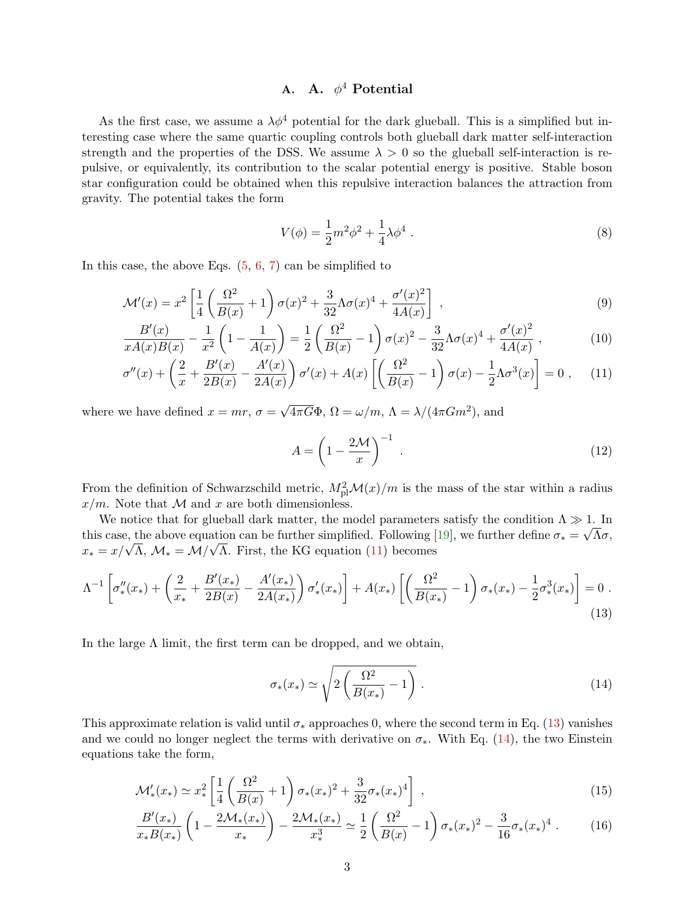### A. A. $\phi^4$ Potential

As the first case, we assume a $\lambda\phi^4$ potential for the dark glueball. This is a simplified but interesting case where the same quartic coupling controls both glueball dark matter self-interaction strength and the properties of the DSS. We assume $\lambda > 0$ so the glueball self-interaction is repulsive, or equivalently, its contribution to the scalar potential energy is positive. Stable boson star configuration could be obtained when this repulsive interaction balances the attraction from gravity. The potential takes the form

$$V(\phi) = \frac{1}{2}m^2\phi^2 + \frac{1}{4}\lambda\phi^4 \ . \tag{8}$$

In this case, the above Eqs. (5, 6, 7) can be simplified to

$$\mathcal{M}'(x) = x^2\left[\frac{1}{4}\left(\frac{\Omega^2}{B(x)}+1\right)\sigma(x)^2 + \frac{3}{32}\Lambda\sigma(x)^4 + \frac{\sigma'(x)^2}{4A(x)}\right] \ , \tag{9}$$

$$\frac{B'(x)}{xA(x)B(x)} - \frac{1}{x^2}\left(1-\frac{1}{A(x)}\right) = \frac{1}{2}\left(\frac{\Omega^2}{B(x)}-1\right)\sigma(x)^2 - \frac{3}{32}\Lambda\sigma(x)^4 + \frac{\sigma'(x)^2}{4A(x)} \ , \tag{10}$$

$$\sigma''(x) + \left(\frac{2}{x}+\frac{B'(x)}{2B(x)}-\frac{A'(x)}{2A(x)}\right)\sigma'(x) + A(x)\left[\left(\frac{\Omega^2}{B(x)}-1\right)\sigma(x) - \frac{1}{2}\Lambda\sigma^3(x)\right] = 0 \ , \tag{11}$$

where we have defined $x = mr$, $\sigma = \sqrt{4\pi G}\Phi$, $\Omega = \omega/m$, $\Lambda = \lambda/(4\pi G m^2)$, and

$$A = \left(1 - \frac{2\mathcal{M}}{x}\right)^{-1} \ . \tag{12}$$

From the definition of Schwarzschild metric, $M_{\rm pl}^2\mathcal{M}(x)/m$ is the mass of the star within a radius $x/m$. Note that $\mathcal{M}$ and $x$ are both dimensionless.

We notice that for glueball dark matter, the model parameters satisfy the condition $\Lambda \gg 1$. In this case, the above equation can be further simplified. Following [19], we further define $\sigma_* = \sqrt{\Lambda}\sigma$, $x_* = x/\sqrt{\Lambda}$, $\mathcal{M}_* = \mathcal{M}/\sqrt{\Lambda}$. First, the KG equation (11) becomes

$$\Lambda^{-1}\left[\sigma_*''(x_*) + \left(\frac{2}{x_*}+\frac{B'(x_*)}{2B(x)}-\frac{A'(x_*)}{2A(x_*)}\right)\sigma_*'(x_*)\right] + A(x_*)\left[\left(\frac{\Omega^2}{B(x_*)}-1\right)\sigma_*(x_*) - \frac{1}{2}\sigma_*^3(x_*)\right] = 0 \ . \tag{13}$$

In the large $\Lambda$ limit, the first term can be dropped, and we obtain,

$$\sigma_*(x_*) \simeq \sqrt{2\left(\frac{\Omega^2}{B(x_*)}-1\right)} \ . \tag{14}$$

This approximate relation is valid until $\sigma_*$ approaches 0, where the second term in Eq. (13) vanishes and we could no longer neglect the terms with derivative on $\sigma_*$. With Eq. (14), the two Einstein equations take the form,

$$\mathcal{M}_*'(x_*) \simeq x_*^2\left[\frac{1}{4}\left(\frac{\Omega^2}{B(x)}+1\right)\sigma_*(x_*)^2 + \frac{3}{32}\sigma_*(x_*)^4\right] \ , \tag{15}$$

$$\frac{B'(x_*)}{x_*B(x_*)}\left(1-\frac{2\mathcal{M}_*(x_*)}{x_*}\right) - \frac{2\mathcal{M}_*(x_*)}{x_*^3} \simeq \frac{1}{2}\left(\frac{\Omega^2}{B(x)}-1\right)\sigma_*(x_*)^2 - \frac{3}{16}\sigma_*(x_*)^4 \ . \tag{16}$$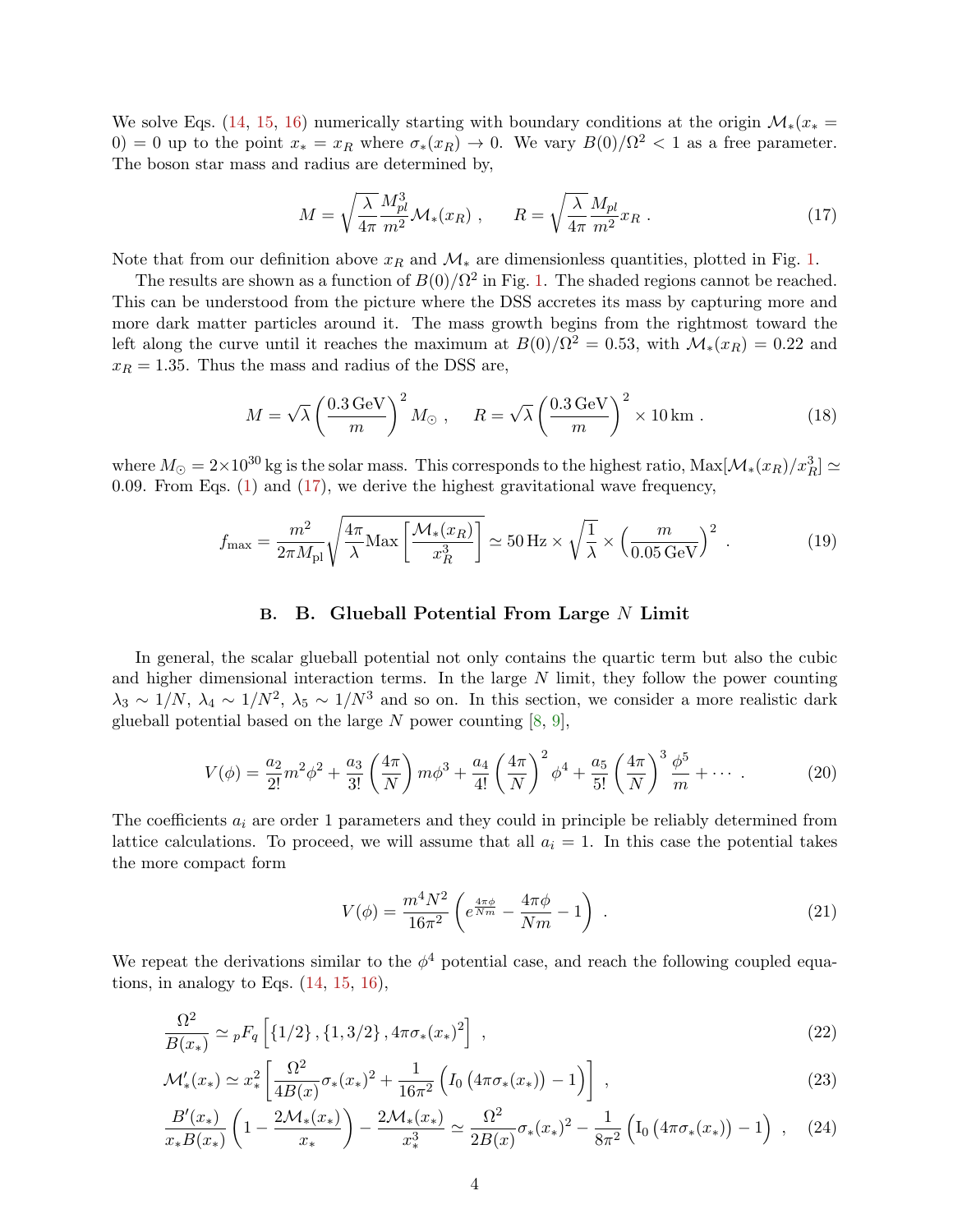We solve Eqs. (14, 15, 16) numerically starting with boundary conditions at the origin $\mathcal{M}_*(x_* = 0) = 0$ up to the point $x_* = x_R$ where $\sigma_*(x_R) \to 0$. We vary $B(0)/\Omega^2 < 1$ as a free parameter. The boson star mass and radius are determined by,

$$M = \sqrt{\frac{\lambda}{4\pi}} \frac{M_{pl}^3}{m^2} \mathcal{M}_*(x_R) \ , \qquad R = \sqrt{\frac{\lambda}{4\pi}} \frac{M_{pl}}{m^2} x_R \ . \tag{17}$$

Note that from our definition above $x_R$ and $\mathcal{M}_*$ are dimensionless quantities, plotted in Fig. 1.

The results are shown as a function of $B(0)/\Omega^2$ in Fig. 1. The shaded regions cannot be reached. This can be understood from the picture where the DSS accretes its mass by capturing more and more dark matter particles around it. The mass growth begins from the rightmost toward the left along the curve until it reaches the maximum at $B(0)/\Omega^2 = 0.53$, with $\mathcal{M}_*(x_R) = 0.22$ and $x_R = 1.35$. Thus the mass and radius of the DSS are,

$$M = \sqrt{\lambda} \left(\frac{0.3\,\text{GeV}}{m}\right)^2 M_\odot \ , \qquad R = \sqrt{\lambda} \left(\frac{0.3\,\text{GeV}}{m}\right)^2 \times 10\,\text{km} \ . \tag{18}$$

where $M_\odot = 2\times 10^{30}$ kg is the solar mass. This corresponds to the highest ratio, $\text{Max}[\mathcal{M}_*(x_R)/x_R^3] \simeq 0.09$. From Eqs. (1) and (17), we derive the highest gravitational wave frequency,

$$f_{\max} = \frac{m^2}{2\pi M_{\rm pl}} \sqrt{\frac{4\pi}{\lambda} \text{Max}\left[\frac{\mathcal{M}_*(x_R)}{x_R^3}\right]} \simeq 50\,\text{Hz} \times \sqrt{\frac{1}{\lambda}} \times \left(\frac{m}{0.05\,\text{GeV}}\right)^2 \ . \tag{19}$$

### B. B. Glueball Potential From Large $N$ Limit

In general, the scalar glueball potential not only contains the quartic term but also the cubic and higher dimensional interaction terms. In the large $N$ limit, they follow the power counting $\lambda_3 \sim 1/N$, $\lambda_4 \sim 1/N^2$, $\lambda_5 \sim 1/N^3$ and so on. In this section, we consider a more realistic dark glueball potential based on the large $N$ power counting [8, 9],

$$V(\phi) = \frac{a_2}{2!} m^2 \phi^2 + \frac{a_3}{3!}\left(\frac{4\pi}{N}\right) m\phi^3 + \frac{a_4}{4!}\left(\frac{4\pi}{N}\right)^2 \phi^4 + \frac{a_5}{5!}\left(\frac{4\pi}{N}\right)^3 \frac{\phi^5}{m} + \cdots \ . \tag{20}$$

The coefficients $a_i$ are order 1 parameters and they could in principle be reliably determined from lattice calculations. To proceed, we will assume that all $a_i = 1$. In this case the potential takes the more compact form

$$V(\phi) = \frac{m^4 N^2}{16\pi^2} \left(e^{\frac{4\pi\phi}{Nm}} - \frac{4\pi\phi}{Nm} - 1\right) \ . \tag{21}$$

We repeat the derivations similar to the $\phi^4$ potential case, and reach the following coupled equations, in analogy to Eqs. (14, 15, 16),

$$\frac{\Omega^2}{B(x_*)} \simeq {}_pF_q\left[\{1/2\}, \{1, 3/2\}, 4\pi\sigma_*(x_*)^2\right] \ , \tag{22}$$

$$\mathcal{M}_*'(x_*) \simeq x_*^2 \left[\frac{\Omega^2}{4B(x)}\sigma_*(x_*)^2 + \frac{1}{16\pi^2}\Big(I_0\left(4\pi\sigma_*(x_*)\right) - 1\Big)\right] \ , \tag{23}$$

$$\frac{B'(x_*)}{x_* B(x_*)}\left(1 - \frac{2\mathcal{M}_*(x_*)}{x_*}\right) - \frac{2\mathcal{M}_*(x_*)}{x_*^3} \simeq \frac{\Omega^2}{2B(x)}\sigma_*(x_*)^2 - \frac{1}{8\pi^2}\Big(I_0\left(4\pi\sigma_*(x_*)\right) - 1\Big) \ , \tag{24}$$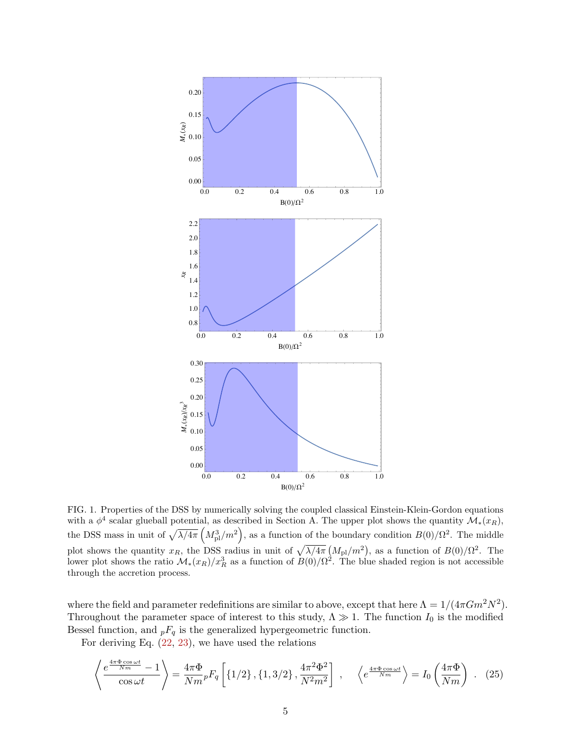FIG. 1. Properties of the DSS by numerically solving the coupled classical Einstein-Klein-Gordon equations with a $\phi^4$ scalar glueball potential, as described in Section A. The upper plot shows the quantity $\mathcal{M}_*(x_R)$, the DSS mass in unit of $\sqrt{\lambda/4\pi}\left(M_{\rm pl}^3/m^2\right)$, as a function of the boundary condition $B(0)/\Omega^2$. The middle plot shows the quantity $x_R$, the DSS radius in unit of $\sqrt{\lambda/4\pi}\left(M_{\rm pl}/m^2\right)$, as a function of $B(0)/\Omega^2$. The lower plot shows the ratio $\mathcal{M}_*(x_R)/x_R^3$ as a function of $B(0)/\Omega^2$. The blue shaded region is not accessible through the accretion process.

where the field and parameter redefinitions are similar to above, except that here $\Lambda = 1/(4\pi G m^2 N^2)$. Throughout the parameter space of interest to this study, $\Lambda \gg 1$. The function $I_0$ is the modified Bessel function, and ${}_pF_q$ is the generalized hypergeometric function.

For deriving Eq. (22, 23), we have used the relations

$$\left\langle \frac{e^{\frac{4\pi\Phi\cos\omega t}{Nm}} - 1}{\cos\omega t} \right\rangle = \frac{4\pi\Phi}{Nm}{}_pF_q\left[\{1/2\}, \{1, 3/2\}, \frac{4\pi^2\Phi^2}{N^2m^2}\right] \ , \quad \left\langle e^{\frac{4\pi\Phi\cos\omega t}{Nm}} \right\rangle = I_0\left(\frac{4\pi\Phi}{Nm}\right) \ . \quad (25)$$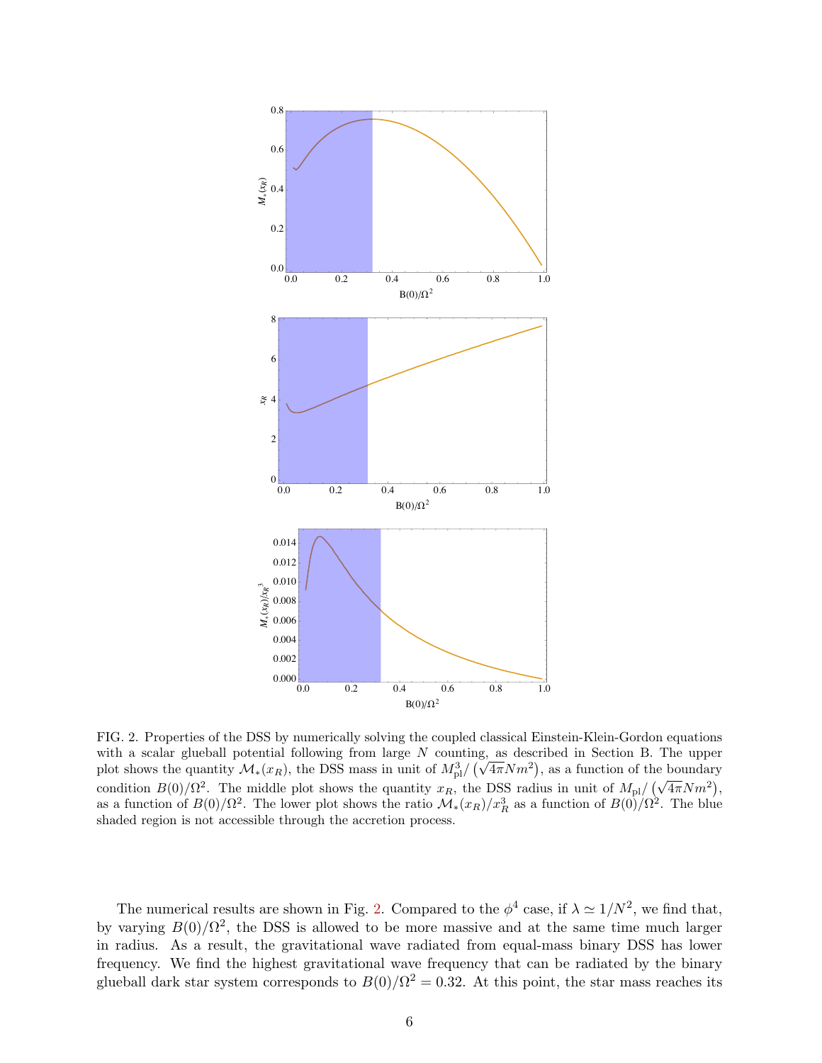FIG. 2. Properties of the DSS by numerically solving the coupled classical Einstein-Klein-Gordon equations with a scalar glueball potential following from large $N$ counting, as described in Section B. The upper plot shows the quantity $\mathcal{M}_*(x_R)$, the DSS mass in unit of $M_{\rm pl}^3/\left(\sqrt{4\pi}Nm^2\right)$, as a function of the boundary condition $B(0)/\Omega^2$. The middle plot shows the quantity $x_R$, the DSS radius in unit of $M_{\rm pl}/\left(\sqrt{4\pi}Nm^2\right)$, as a function of $B(0)/\Omega^2$. The lower plot shows the ratio $\mathcal{M}_*(x_R)/x_R^3$ as a function of $B(0)/\Omega^2$. The blue shaded region is not accessible through the accretion process.

The numerical results are shown in Fig. 2. Compared to the $\phi^4$ case, if $\lambda \simeq 1/N^2$, we find that, by varying $B(0)/\Omega^2$, the DSS is allowed to be more massive and at the same time much larger in radius. As a result, the gravitational wave radiated from equal-mass binary DSS has lower frequency. We find the highest gravitational wave frequency that can be radiated by the binary glueball dark star system corresponds to $B(0)/\Omega^2 = 0.32$. At this point, the star mass reaches its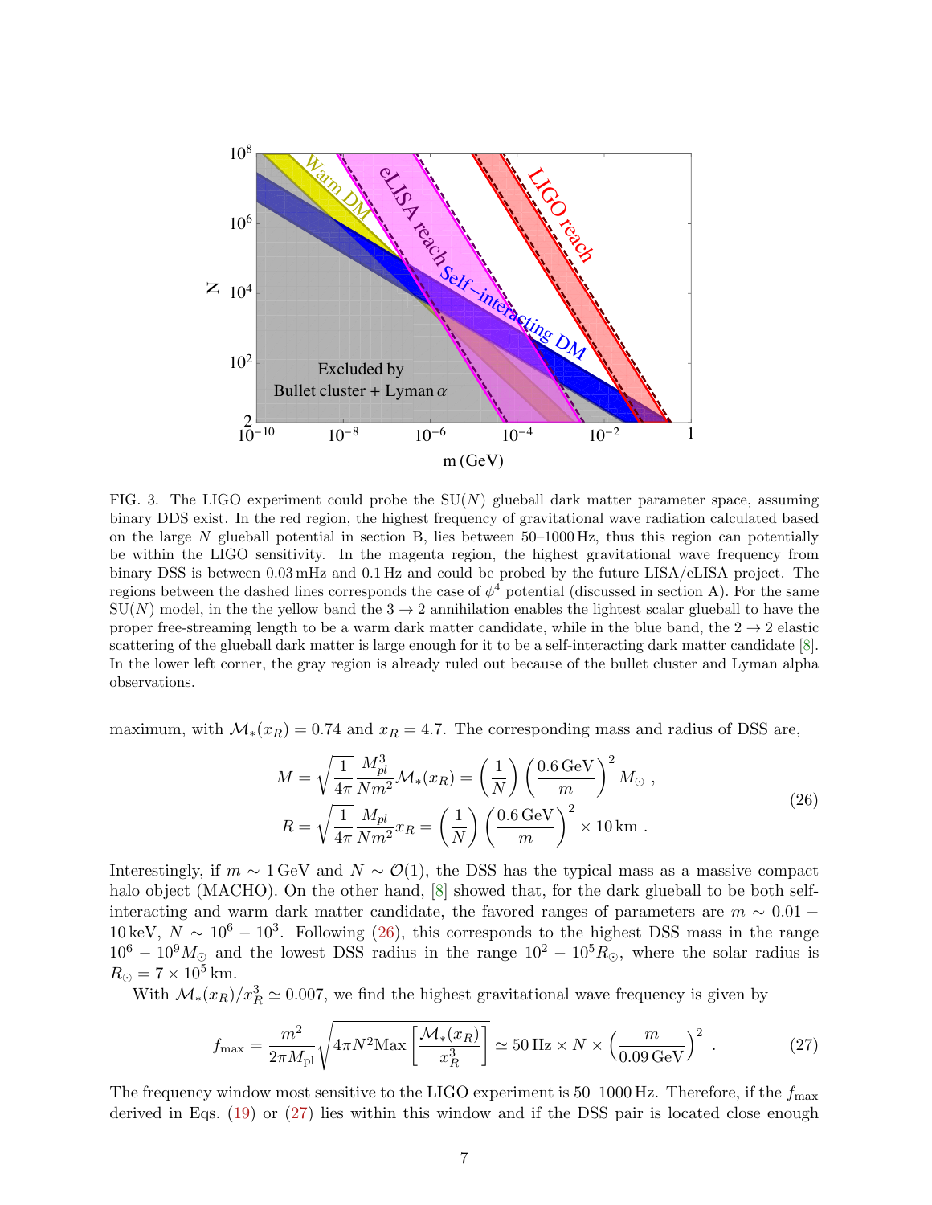FIG. 3. The LIGO experiment could probe the SU($N$) glueball dark matter parameter space, assuming binary DDS exist. In the red region, the highest frequency of gravitational wave radiation calculated based on the large $N$ glueball potential in section B, lies between 50–1000 Hz, thus this region can potentially be within the LIGO sensitivity. In the magenta region, the highest gravitational wave frequency from binary DSS is between 0.03 mHz and 0.1 Hz and could be probed by the future LISA/eLISA project. The regions between the dashed lines corresponds the case of $\phi^4$ potential (discussed in section A). For the same SU($N$) model, in the the yellow band the $3 \to 2$ annihilation enables the lightest scalar glueball to have the proper free-streaming length to be a warm dark matter candidate, while in the blue band, the $2 \to 2$ elastic scattering of the glueball dark matter is large enough for it to be a self-interacting dark matter candidate [8]. In the lower left corner, the gray region is already ruled out because of the bullet cluster and Lyman alpha observations.

maximum, with $\mathcal{M}_*(x_R) = 0.74$ and $x_R = 4.7$. The corresponding mass and radius of DSS are,

$$
\begin{aligned}
M &= \sqrt{\frac{1}{4\pi}\frac{M_{pl}^3}{Nm^2}}\mathcal{M}_*(x_R) = \left(\frac{1}{N}\right)\left(\frac{0.6\,\text{GeV}}{m}\right)^2 M_\odot \ , \\
R &= \sqrt{\frac{1}{4\pi}\frac{M_{pl}}{Nm^2}}x_R = \left(\frac{1}{N}\right)\left(\frac{0.6\,\text{GeV}}{m}\right)^2 \times 10\,\text{km} \ .
\end{aligned}
\tag{26}
$$

Interestingly, if $m \sim 1\,\text{GeV}$ and $N \sim \mathcal{O}(1)$, the DSS has the typical mass as a massive compact halo object (MACHO). On the other hand, [8] showed that, for the dark glueball to be both self-interacting and warm dark matter candidate, the favored ranges of parameters are $m \sim 0.01 - 10\,\text{keV}$, $N \sim 10^6 - 10^3$. Following (26), this corresponds to the highest DSS mass in the range $10^6 - 10^9 M_\odot$ and the lowest DSS radius in the range $10^2 - 10^5 R_\odot$, where the solar radius is $R_\odot = 7 \times 10^5\,\text{km}$.

With $\mathcal{M}_*(x_R)/x_R^3 \simeq 0.007$, we find the highest gravitational wave frequency is given by

$$
f_{\max} = \frac{m^2}{2\pi M_{\text{pl}}}\sqrt{4\pi N^2 \text{Max}\left[\frac{\mathcal{M}_*(x_R)}{x_R^3}\right]} \simeq 50\,\text{Hz} \times N \times \left(\frac{m}{0.09\,\text{GeV}}\right)^2 \ . \tag{27}
$$

The frequency window most sensitive to the LIGO experiment is 50–1000 Hz. Therefore, if the $f_{\max}$ derived in Eqs. (19) or (27) lies within this window and if the DSS pair is located close enough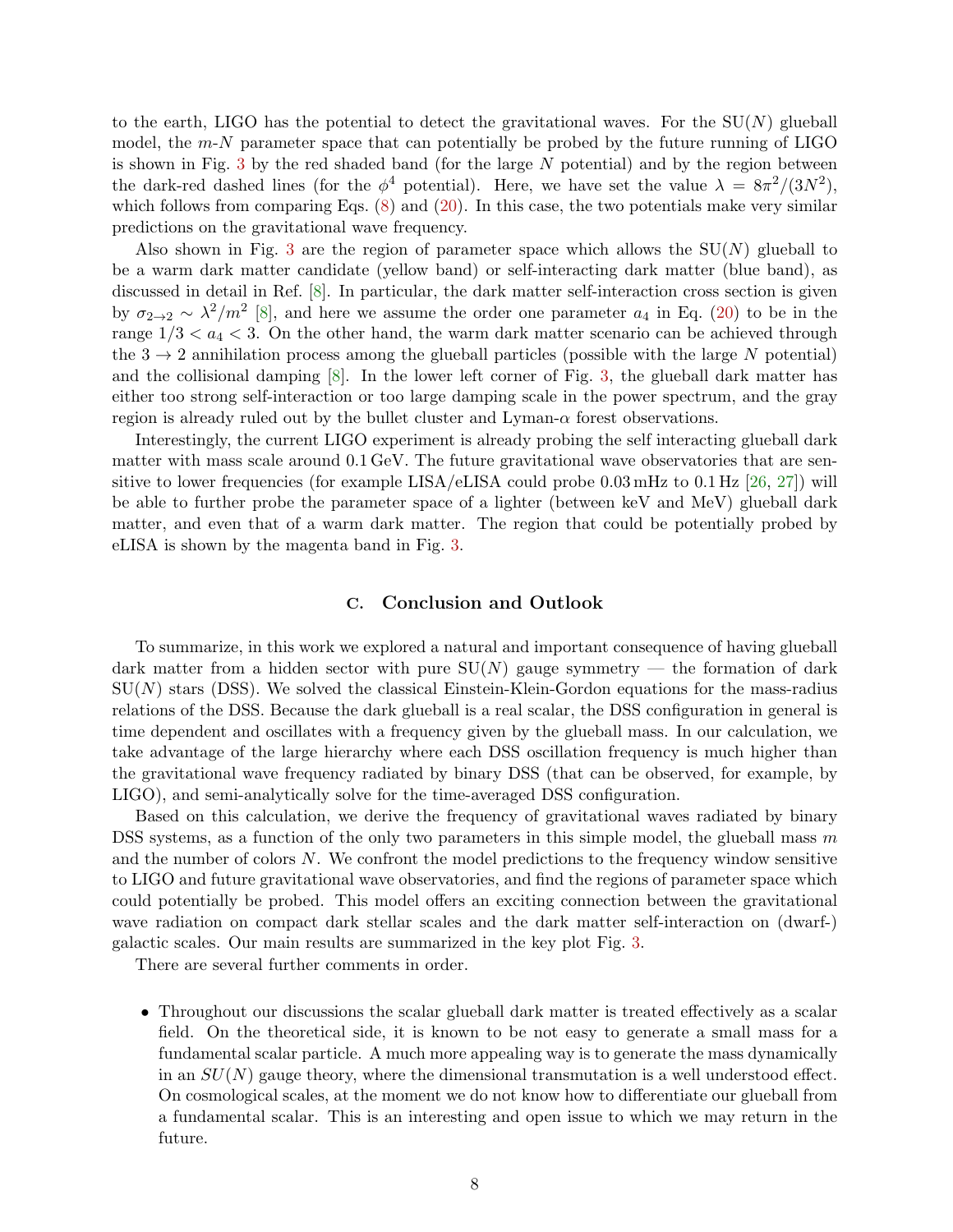to the earth, LIGO has the potential to detect the gravitational waves. For the SU($N$) glueball model, the $m$-$N$ parameter space that can potentially be probed by the future running of LIGO is shown in Fig. 3 by the red shaded band (for the large $N$ potential) and by the region between the dark-red dashed lines (for the $\phi^4$ potential). Here, we have set the value $\lambda = 8\pi^2/(3N^2)$, which follows from comparing Eqs. (8) and (20). In this case, the two potentials make very similar predictions on the gravitational wave frequency.

Also shown in Fig. 3 are the region of parameter space which allows the SU($N$) glueball to be a warm dark matter candidate (yellow band) or self-interacting dark matter (blue band), as discussed in detail in Ref. [8]. In particular, the dark matter self-interaction cross section is given by $\sigma_{2\to 2} \sim \lambda^2/m^2$ [8], and here we assume the order one parameter $a_4$ in Eq. (20) to be in the range $1/3 < a_4 < 3$. On the other hand, the warm dark matter scenario can be achieved through the $3 \to 2$ annihilation process among the glueball particles (possible with the large $N$ potential) and the collisional damping [8]. In the lower left corner of Fig. 3, the glueball dark matter has either too strong self-interaction or too large damping scale in the power spectrum, and the gray region is already ruled out by the bullet cluster and Lyman-$\alpha$ forest observations.

Interestingly, the current LIGO experiment is already probing the self interacting glueball dark matter with mass scale around 0.1 GeV. The future gravitational wave observatories that are sensitive to lower frequencies (for example LISA/eLISA could probe 0.03 mHz to 0.1 Hz [26, 27]) will be able to further probe the parameter space of a lighter (between keV and MeV) glueball dark matter, and even that of a warm dark matter. The region that could be potentially probed by eLISA is shown by the magenta band in Fig. 3.

### C. Conclusion and Outlook

To summarize, in this work we explored a natural and important consequence of having glueball dark matter from a hidden sector with pure SU($N$) gauge symmetry — the formation of dark SU($N$) stars (DSS). We solved the classical Einstein-Klein-Gordon equations for the mass-radius relations of the DSS. Because the dark glueball is a real scalar, the DSS configuration in general is time dependent and oscillates with a frequency given by the glueball mass. In our calculation, we take advantage of the large hierarchy where each DSS oscillation frequency is much higher than the gravitational wave frequency radiated by binary DSS (that can be observed, for example, by LIGO), and semi-analytically solve for the time-averaged DSS configuration.

Based on this calculation, we derive the frequency of gravitational waves radiated by binary DSS systems, as a function of the only two parameters in this simple model, the glueball mass $m$ and the number of colors $N$. We confront the model predictions to the frequency window sensitive to LIGO and future gravitational wave observatories, and find the regions of parameter space which could potentially be probed. This model offers an exciting connection between the gravitational wave radiation on compact dark stellar scales and the dark matter self-interaction on (dwarf-) galactic scales. Our main results are summarized in the key plot Fig. 3.

There are several further comments in order.

- Throughout our discussions the scalar glueball dark matter is treated effectively as a scalar field. On the theoretical side, it is known to be not easy to generate a small mass for a fundamental scalar particle. A much more appealing way is to generate the mass dynamically in an $SU(N)$ gauge theory, where the dimensional transmutation is a well understood effect. On cosmological scales, at the moment we do not know how to differentiate our glueball from a fundamental scalar. This is an interesting and open issue to which we may return in the future.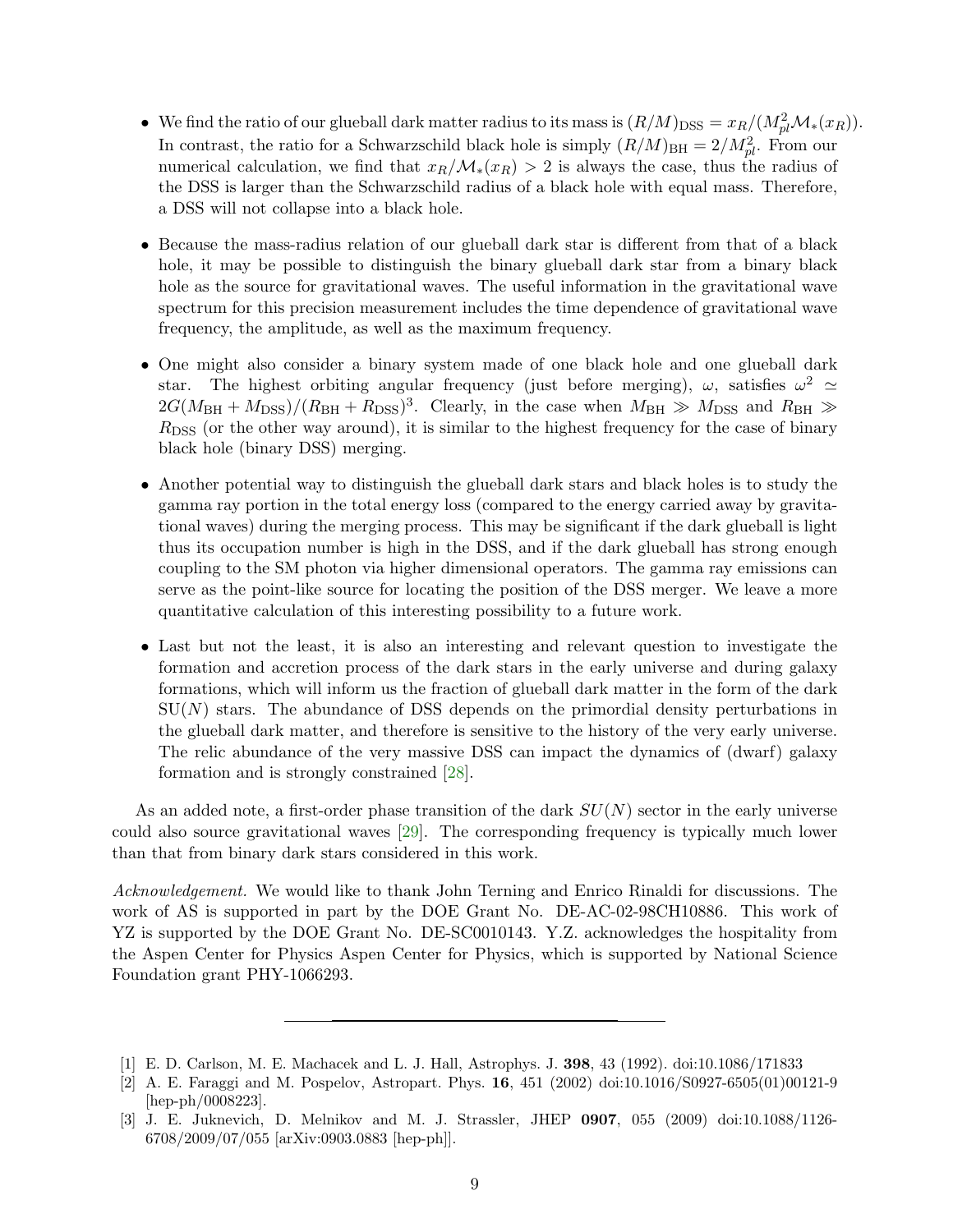- We find the ratio of our glueball dark matter radius to its mass is $(R/M)_{\rm DSS} = x_R/(M_{pl}^2 \mathcal{M}_*(x_R))$. In contrast, the ratio for a Schwarzschild black hole is simply $(R/M)_{\rm BH} = 2/M_{pl}^2$. From our numerical calculation, we find that $x_R/\mathcal{M}_*(x_R) > 2$ is always the case, thus the radius of the DSS is larger than the Schwarzschild radius of a black hole with equal mass. Therefore, a DSS will not collapse into a black hole.

- Because the mass-radius relation of our glueball dark star is different from that of a black hole, it may be possible to distinguish the binary glueball dark star from a binary black hole as the source for gravitational waves. The useful information in the gravitational wave spectrum for this precision measurement includes the time dependence of gravitational wave frequency, the amplitude, as well as the maximum frequency.

- One might also consider a binary system made of one black hole and one glueball dark star. The highest orbiting angular frequency (just before merging), $\omega$, satisfies $\omega^2 \simeq 2G(M_{\rm BH} + M_{\rm DSS})/(R_{\rm BH} + R_{\rm DSS})^3$. Clearly, in the case when $M_{\rm BH} \gg M_{\rm DSS}$ and $R_{\rm BH} \gg R_{\rm DSS}$ (or the other way around), it is similar to the highest frequency for the case of binary black hole (binary DSS) merging.

- Another potential way to distinguish the glueball dark stars and black holes is to study the gamma ray portion in the total energy loss (compared to the energy carried away by gravitational waves) during the merging process. This may be significant if the dark glueball is light thus its occupation number is high in the DSS, and if the dark glueball has strong enough coupling to the SM photon via higher dimensional operators. The gamma ray emissions can serve as the point-like source for locating the position of the DSS merger. We leave a more quantitative calculation of this interesting possibility to a future work.

- Last but not the least, it is also an interesting and relevant question to investigate the formation and accretion process of the dark stars in the early universe and during galaxy formations, which will inform us the fraction of glueball dark matter in the form of the dark SU($N$) stars. The abundance of DSS depends on the primordial density perturbations in the glueball dark matter, and therefore is sensitive to the history of the very early universe. The relic abundance of the very massive DSS can impact the dynamics of (dwarf) galaxy formation and is strongly constrained [28].

As an added note, a first-order phase transition of the dark $SU(N)$ sector in the early universe could also source gravitational waves [29]. The corresponding frequency is typically much lower than that from binary dark stars considered in this work.

*Acknowledgement.* We would like to thank John Terning and Enrico Rinaldi for discussions. The work of AS is supported in part by the DOE Grant No. DE-AC-02-98CH10886. This work of YZ is supported by the DOE Grant No. DE-SC0010143. Y.Z. acknowledges the hospitality from the Aspen Center for Physics Aspen Center for Physics, which is supported by National Science Foundation grant PHY-1066293.

---

[1] E. D. Carlson, M. E. Machacek and L. J. Hall, Astrophys. J. **398**, 43 (1992). doi:10.1086/171833

[2] A. E. Faraggi and M. Pospelov, Astropart. Phys. **16**, 451 (2002) doi:10.1016/S0927-6505(01)00121-9 [hep-ph/0008223].

[3] J. E. Juknevich, D. Melnikov and M. J. Strassler, JHEP **0907**, 055 (2009) doi:10.1088/1126-6708/2009/07/055 [arXiv:0903.0883 [hep-ph]].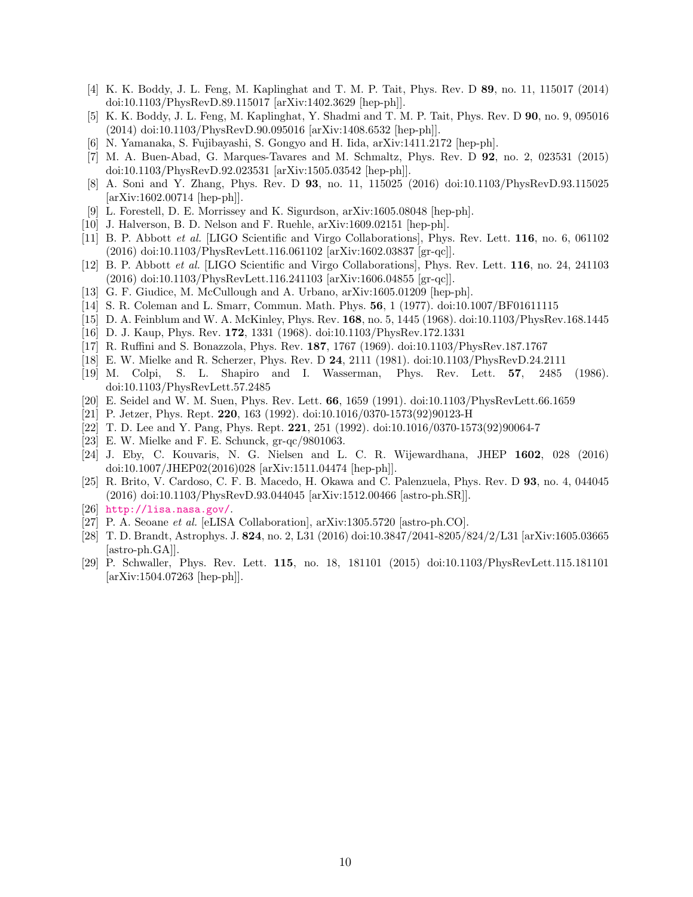[4] K. K. Boddy, J. L. Feng, M. Kaplinghat and T. M. P. Tait, Phys. Rev. D **89**, no. 11, 115017 (2014) doi:10.1103/PhysRevD.89.115017 [arXiv:1402.3629 [hep-ph]].

[5] K. K. Boddy, J. L. Feng, M. Kaplinghat, Y. Shadmi and T. M. P. Tait, Phys. Rev. D **90**, no. 9, 095016 (2014) doi:10.1103/PhysRevD.90.095016 [arXiv:1408.6532 [hep-ph]].

[6] N. Yamanaka, S. Fujibayashi, S. Gongyo and H. Iida, arXiv:1411.2172 [hep-ph].

[7] M. A. Buen-Abad, G. Marques-Tavares and M. Schmaltz, Phys. Rev. D **92**, no. 2, 023531 (2015) doi:10.1103/PhysRevD.92.023531 [arXiv:1505.03542 [hep-ph]].

[8] A. Soni and Y. Zhang, Phys. Rev. D **93**, no. 11, 115025 (2016) doi:10.1103/PhysRevD.93.115025 [arXiv:1602.00714 [hep-ph]].

[9] L. Forestell, D. E. Morrissey and K. Sigurdson, arXiv:1605.08048 [hep-ph].

[10] J. Halverson, B. D. Nelson and F. Ruehle, arXiv:1609.02151 [hep-ph].

[11] B. P. Abbott *et al.* [LIGO Scientific and Virgo Collaborations], Phys. Rev. Lett. **116**, no. 6, 061102 (2016) doi:10.1103/PhysRevLett.116.061102 [arXiv:1602.03837 [gr-qc]].

[12] B. P. Abbott *et al.* [LIGO Scientific and Virgo Collaborations], Phys. Rev. Lett. **116**, no. 24, 241103 (2016) doi:10.1103/PhysRevLett.116.241103 [arXiv:1606.04855 [gr-qc]].

[13] G. F. Giudice, M. McCullough and A. Urbano, arXiv:1605.01209 [hep-ph].

[14] S. R. Coleman and L. Smarr, Commun. Math. Phys. **56**, 1 (1977). doi:10.1007/BF01611115

[15] D. A. Feinblum and W. A. McKinley, Phys. Rev. **168**, no. 5, 1445 (1968). doi:10.1103/PhysRev.168.1445

[16] D. J. Kaup, Phys. Rev. **172**, 1331 (1968). doi:10.1103/PhysRev.172.1331

[17] R. Ruffini and S. Bonazzola, Phys. Rev. **187**, 1767 (1969). doi:10.1103/PhysRev.187.1767

[18] E. W. Mielke and R. Scherzer, Phys. Rev. D **24**, 2111 (1981). doi:10.1103/PhysRevD.24.2111

[19] M. Colpi, S. L. Shapiro and I. Wasserman, Phys. Rev. Lett. **57**, 2485 (1986). doi:10.1103/PhysRevLett.57.2485

[20] E. Seidel and W. M. Suen, Phys. Rev. Lett. **66**, 1659 (1991). doi:10.1103/PhysRevLett.66.1659

[21] P. Jetzer, Phys. Rept. **220**, 163 (1992). doi:10.1016/0370-1573(92)90123-H

[22] T. D. Lee and Y. Pang, Phys. Rept. **221**, 251 (1992). doi:10.1016/0370-1573(92)90064-7

[23] E. W. Mielke and F. E. Schunck, gr-qc/9801063.

[24] J. Eby, C. Kouvaris, N. G. Nielsen and L. C. R. Wijewardhana, JHEP **1602**, 028 (2016) doi:10.1007/JHEP02(2016)028 [arXiv:1511.04474 [hep-ph]].

[25] R. Brito, V. Cardoso, C. F. B. Macedo, H. Okawa and C. Palenzuela, Phys. Rev. D **93**, no. 4, 044045 (2016) doi:10.1103/PhysRevD.93.044045 [arXiv:1512.00466 [astro-ph.SR]].

[26] http://lisa.nasa.gov/.

[27] P. A. Seoane *et al.* [eLISA Collaboration], arXiv:1305.5720 [astro-ph.CO].

[28] T. D. Brandt, Astrophys. J. **824**, no. 2, L31 (2016) doi:10.3847/2041-8205/824/2/L31 [arXiv:1605.03665 [astro-ph.GA]].

[29] P. Schwaller, Phys. Rev. Lett. **115**, no. 18, 181101 (2015) doi:10.1103/PhysRevLett.115.181101 [arXiv:1504.07263 [hep-ph]].